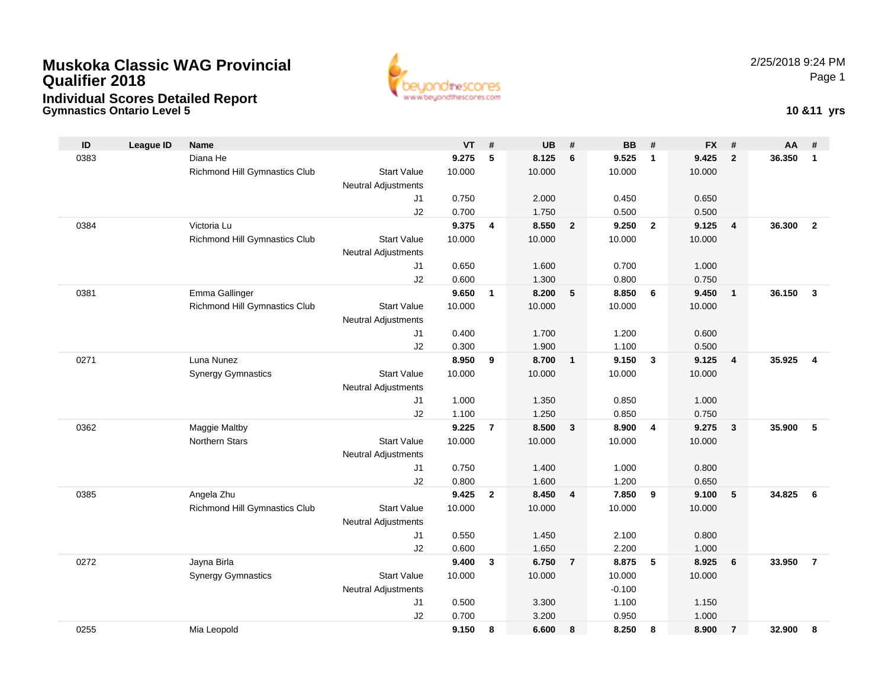# Muskoka Classic WAG Provincial Qualifier 2018

## Individual Scores Detailed Report

### Gymnastics Ontario Level 5

2/25/2018 9:24 PM

**10 &11 yrs**

| ID | League ID | Name | | VT | # | UB | # | BB | # | FX | # | AA | # |
|---|---|---|---|---|---|---|---|---|---|---|---|---|---|
| 0383 | | Diana He | | **9.275** | **5** | **8.125** | **6** | **9.525** | **1** | **9.425** | **2** | **36.350** | **1** |
| | | Richmond Hill Gymnastics Club | Start Value | 10.000 | | 10.000 | | 10.000 | | 10.000 | | | |
| | | | Neutral Adjustments | | | | | | | | | | |
| | | | J1 | 0.750 | | 2.000 | | 0.450 | | 0.650 | | | |
| | | | J2 | 0.700 | | 1.750 | | 0.500 | | 0.500 | | | |
| 0384 | | Victoria Lu | | **9.375** | **4** | **8.550** | **2** | **9.250** | **2** | **9.125** | **4** | **36.300** | **2** |
| | | Richmond Hill Gymnastics Club | Start Value | 10.000 | | 10.000 | | 10.000 | | 10.000 | | | |
| | | | Neutral Adjustments | | | | | | | | | | |
| | | | J1 | 0.650 | | 1.600 | | 0.700 | | 1.000 | | | |
| | | | J2 | 0.600 | | 1.300 | | 0.800 | | 0.750 | | | |
| 0381 | | Emma Gallinger | | **9.650** | **1** | **8.200** | **5** | **8.850** | **6** | **9.450** | **1** | **36.150** | **3** |
| | | Richmond Hill Gymnastics Club | Start Value | 10.000 | | 10.000 | | 10.000 | | 10.000 | | | |
| | | | Neutral Adjustments | | | | | | | | | | |
| | | | J1 | 0.400 | | 1.700 | | 1.200 | | 0.600 | | | |
| | | | J2 | 0.300 | | 1.900 | | 1.100 | | 0.500 | | | |
| 0271 | | Luna Nunez | | **8.950** | **9** | **8.700** | **1** | **9.150** | **3** | **9.125** | **4** | **35.925** | **4** |
| | | Synergy Gymnastics | Start Value | 10.000 | | 10.000 | | 10.000 | | 10.000 | | | |
| | | | Neutral Adjustments | | | | | | | | | | |
| | | | J1 | 1.000 | | 1.350 | | 0.850 | | 1.000 | | | |
| | | | J2 | 1.100 | | 1.250 | | 0.850 | | 0.750 | | | |
| 0362 | | Maggie Maltby | | **9.225** | **7** | **8.500** | **3** | **8.900** | **4** | **9.275** | **3** | **35.900** | **5** |
| | | Northern Stars | Start Value | 10.000 | | 10.000 | | 10.000 | | 10.000 | | | |
| | | | Neutral Adjustments | | | | | | | | | | |
| | | | J1 | 0.750 | | 1.400 | | 1.000 | | 0.800 | | | |
| | | | J2 | 0.800 | | 1.600 | | 1.200 | | 0.650 | | | |
| 0385 | | Angela Zhu | | **9.425** | **2** | **8.450** | **4** | **7.850** | **9** | **9.100** | **5** | **34.825** | **6** |
| | | Richmond Hill Gymnastics Club | Start Value | 10.000 | | 10.000 | | 10.000 | | 10.000 | | | |
| | | | Neutral Adjustments | | | | | | | | | | |
| | | | J1 | 0.550 | | 1.450 | | 2.100 | | 0.800 | | | |
| | | | J2 | 0.600 | | 1.650 | | 2.200 | | 1.000 | | | |
| 0272 | | Jayna Birla | | **9.400** | **3** | **6.750** | **7** | **8.875** | **5** | **8.925** | **6** | **33.950** | **7** |
| | | Synergy Gymnastics | Start Value | 10.000 | | 10.000 | | 10.000 | | 10.000 | | | |
| | | | Neutral Adjustments | | | | | -0.100 | | | | | |
| | | | J1 | 0.500 | | 3.300 | | 1.100 | | 1.150 | | | |
| | | | J2 | 0.700 | | 3.200 | | 0.950 | | 1.000 | | | |
| 0255 | | Mia Leopold | | **9.150** | **8** | **6.600** | **8** | **8.250** | **8** | **8.900** | **7** | **32.900** | **8** |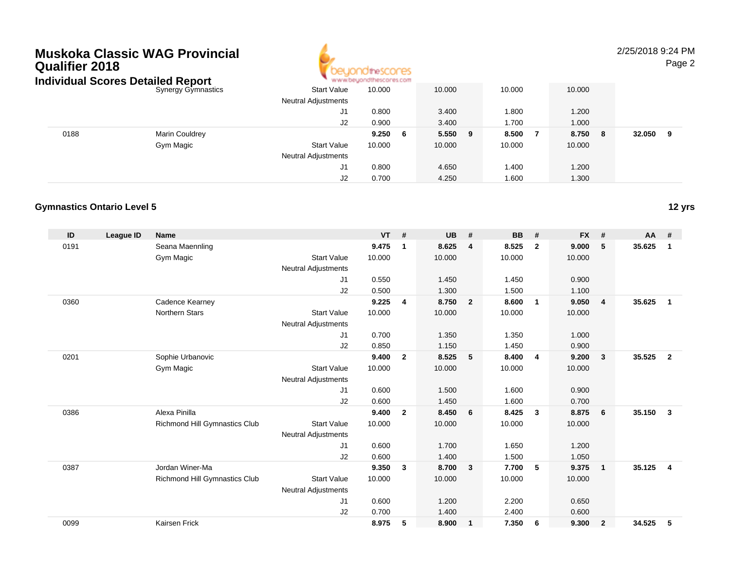# Muskoka Classic WAG Provincial Qualifier 2018

## Individual Scores Detailed Report

| ID | League ID | Name | | VT | # | UB | # | BB | # | FX | # | AA | # |
|---|---|---|---|---|---|---|---|---|---|---|---|---|---|
| | | Synergy Gymnastics | Start Value | 10.000 | | 10.000 | | 10.000 | | 10.000 | | | |
| | | | Neutral Adjustments | | | | | | | | | | |
| | | | J1 | 0.800 | | 3.400 | | 1.800 | | 1.200 | | | |
| | | | J2 | 0.900 | | 3.400 | | 1.700 | | 1.000 | | | |
| 0188 | | Marin Couldrey | | **9.250** | **6** | **5.550** | **9** | **8.500** | **7** | **8.750** | **8** | **32.050** | **9** |
| | | Gym Magic | Start Value | 10.000 | | 10.000 | | 10.000 | | 10.000 | | | |
| | | | Neutral Adjustments | | | | | | | | | | |
| | | | J1 | 0.800 | | 4.650 | | 1.400 | | 1.200 | | | |
| | | | J2 | 0.700 | | 4.250 | | 1.600 | | 1.300 | | | |

### Gymnastics Ontario Level 5

**12 yrs**

| ID | League ID | Name | | VT | # | UB | # | BB | # | FX | # | AA | # |
|---|---|---|---|---|---|---|---|---|---|---|---|---|---|
| 0191 | | Seana Maennling | | **9.475** | **1** | **8.625** | **4** | **8.525** | **2** | **9.000** | **5** | **35.625** | **1** |
| | | Gym Magic | Start Value | 10.000 | | 10.000 | | 10.000 | | 10.000 | | | |
| | | | Neutral Adjustments | | | | | | | | | | |
| | | | J1 | 0.550 | | 1.450 | | 1.450 | | 0.900 | | | |
| | | | J2 | 0.500 | | 1.300 | | 1.500 | | 1.100 | | | |
| 0360 | | Cadence Kearney | | **9.225** | **4** | **8.750** | **2** | **8.600** | **1** | **9.050** | **4** | **35.625** | **1** |
| | | Northern Stars | Start Value | 10.000 | | 10.000 | | 10.000 | | 10.000 | | | |
| | | | Neutral Adjustments | | | | | | | | | | |
| | | | J1 | 0.700 | | 1.350 | | 1.350 | | 1.000 | | | |
| | | | J2 | 0.850 | | 1.150 | | 1.450 | | 0.900 | | | |
| 0201 | | Sophie Urbanovic | | **9.400** | **2** | **8.525** | **5** | **8.400** | **4** | **9.200** | **3** | **35.525** | **2** |
| | | Gym Magic | Start Value | 10.000 | | 10.000 | | 10.000 | | 10.000 | | | |
| | | | Neutral Adjustments | | | | | | | | | | |
| | | | J1 | 0.600 | | 1.500 | | 1.600 | | 0.900 | | | |
| | | | J2 | 0.600 | | 1.450 | | 1.600 | | 0.700 | | | |
| 0386 | | Alexa Pinilla | | **9.400** | **2** | **8.450** | **6** | **8.425** | **3** | **8.875** | **6** | **35.150** | **3** |
| | | Richmond Hill Gymnastics Club | Start Value | 10.000 | | 10.000 | | 10.000 | | 10.000 | | | |
| | | | Neutral Adjustments | | | | | | | | | | |
| | | | J1 | 0.600 | | 1.700 | | 1.650 | | 1.200 | | | |
| | | | J2 | 0.600 | | 1.400 | | 1.500 | | 1.050 | | | |
| 0387 | | Jordan Winer-Ma | | **9.350** | **3** | **8.700** | **3** | **7.700** | **5** | **9.375** | **1** | **35.125** | **4** |
| | | Richmond Hill Gymnastics Club | Start Value | 10.000 | | 10.000 | | 10.000 | | 10.000 | | | |
| | | | Neutral Adjustments | | | | | | | | | | |
| | | | J1 | 0.600 | | 1.200 | | 2.200 | | 0.650 | | | |
| | | | J2 | 0.700 | | 1.400 | | 2.400 | | 0.600 | | | |
| 0099 | | Kairsen Frick | | **8.975** | **5** | **8.900** | **1** | **7.350** | **6** | **9.300** | **2** | **34.525** | **5** |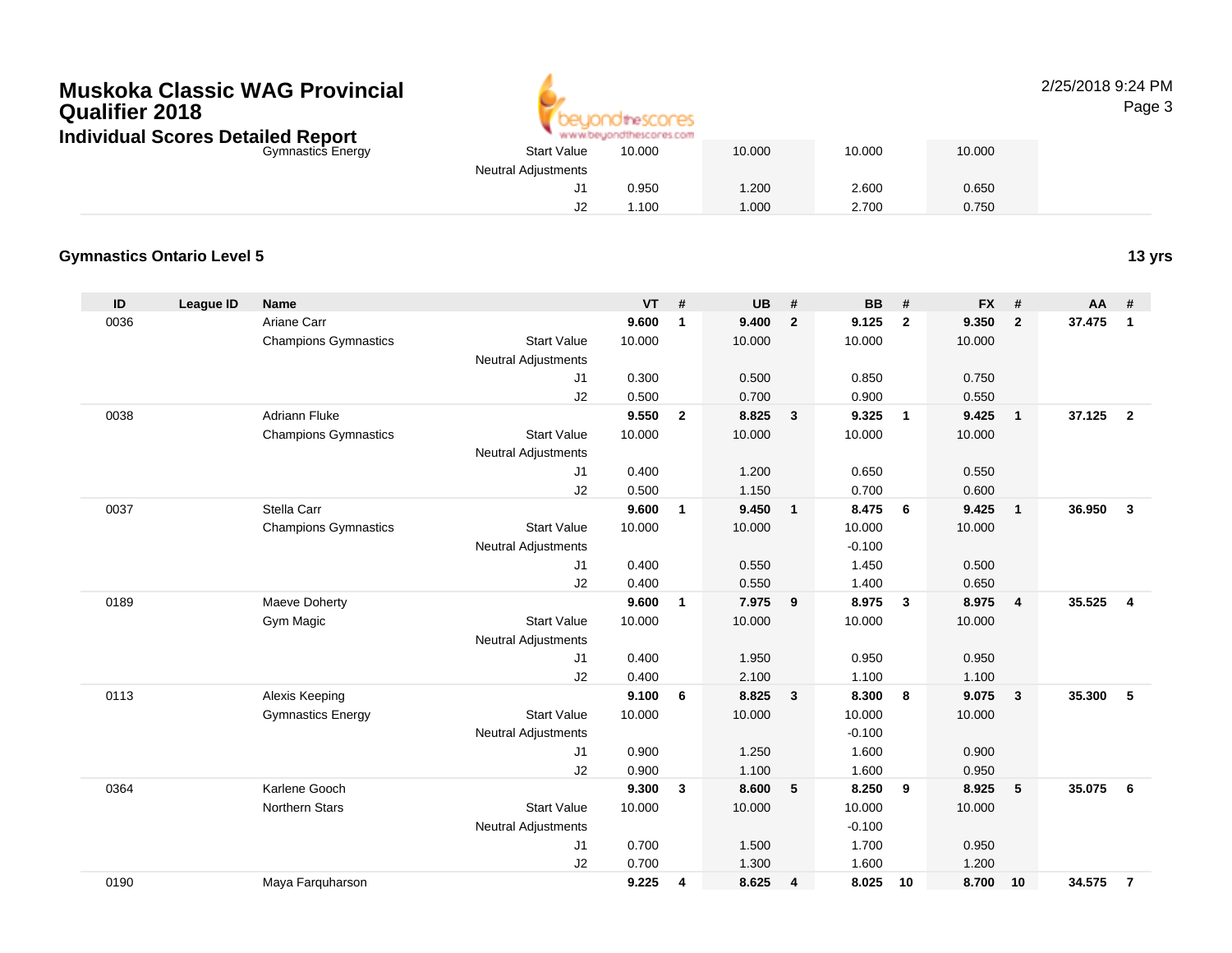# Muskoka Classic WAG Provincial Qualifier 2018

## Individual Scores Detailed Report

| | | | | VT | | UB | | BB | | FX | | | |
|---|---|---|---|---|---|---|---|---|---|---|---|---|---|
| | | Gymnastics Energy | Start Value | 10.000 | | 10.000 | | 10.000 | | 10.000 | | | |
| | | | Neutral Adjustments | | | | | | | | | | |
| | | | J1 | 0.950 | | 1.200 | | 2.600 | | 0.650 | | | |
| | | | J2 | 1.100 | | 1.000 | | 2.700 | | 0.750 | | | |

### Gymnastics Ontario Level 5

**13 yrs**

| ID | League ID | Name | | VT | # | UB | # | BB | # | FX | # | AA | # |
|---|---|---|---|---|---|---|---|---|---|---|---|---|---|
| 0036 | | Ariane Carr | | **9.600** | **1** | **9.400** | **2** | **9.125** | **2** | **9.350** | **2** | **37.475** | **1** |
| | | Champions Gymnastics | Start Value | 10.000 | | 10.000 | | 10.000 | | 10.000 | | | |
| | | | Neutral Adjustments | | | | | | | | | | |
| | | | J1 | 0.300 | | 0.500 | | 0.850 | | 0.750 | | | |
| | | | J2 | 0.500 | | 0.700 | | 0.900 | | 0.550 | | | |
| 0038 | | Adriann Fluke | | **9.550** | **2** | **8.825** | **3** | **9.325** | **1** | **9.425** | **1** | **37.125** | **2** |
| | | Champions Gymnastics | Start Value | 10.000 | | 10.000 | | 10.000 | | 10.000 | | | |
| | | | Neutral Adjustments | | | | | | | | | | |
| | | | J1 | 0.400 | | 1.200 | | 0.650 | | 0.550 | | | |
| | | | J2 | 0.500 | | 1.150 | | 0.700 | | 0.600 | | | |
| 0037 | | Stella Carr | | **9.600** | **1** | **9.450** | **1** | **8.475** | **6** | **9.425** | **1** | **36.950** | **3** |
| | | Champions Gymnastics | Start Value | 10.000 | | 10.000 | | 10.000 | | 10.000 | | | |
| | | | Neutral Adjustments | | | | | -0.100 | | | | | |
| | | | J1 | 0.400 | | 0.550 | | 1.450 | | 0.500 | | | |
| | | | J2 | 0.400 | | 0.550 | | 1.400 | | 0.650 | | | |
| 0189 | | Maeve Doherty | | **9.600** | **1** | **7.975** | **9** | **8.975** | **3** | **8.975** | **4** | **35.525** | **4** |
| | | Gym Magic | Start Value | 10.000 | | 10.000 | | 10.000 | | 10.000 | | | |
| | | | Neutral Adjustments | | | | | | | | | | |
| | | | J1 | 0.400 | | 1.950 | | 0.950 | | 0.950 | | | |
| | | | J2 | 0.400 | | 2.100 | | 1.100 | | 1.100 | | | |
| 0113 | | Alexis Keeping | | **9.100** | **6** | **8.825** | **3** | **8.300** | **8** | **9.075** | **3** | **35.300** | **5** |
| | | Gymnastics Energy | Start Value | 10.000 | | 10.000 | | 10.000 | | 10.000 | | | |
| | | | Neutral Adjustments | | | | | -0.100 | | | | | |
| | | | J1 | 0.900 | | 1.250 | | 1.600 | | 0.900 | | | |
| | | | J2 | 0.900 | | 1.100 | | 1.600 | | 0.950 | | | |
| 0364 | | Karlene Gooch | | **9.300** | **3** | **8.600** | **5** | **8.250** | **9** | **8.925** | **5** | **35.075** | **6** |
| | | Northern Stars | Start Value | 10.000 | | 10.000 | | 10.000 | | 10.000 | | | |
| | | | Neutral Adjustments | | | | | -0.100 | | | | | |
| | | | J1 | 0.700 | | 1.500 | | 1.700 | | 0.950 | | | |
| | | | J2 | 0.700 | | 1.300 | | 1.600 | | 1.200 | | | |
| 0190 | | Maya Farquharson | | **9.225** | **4** | **8.625** | **4** | **8.025** | **10** | **8.700** | **10** | **34.575** | **7** |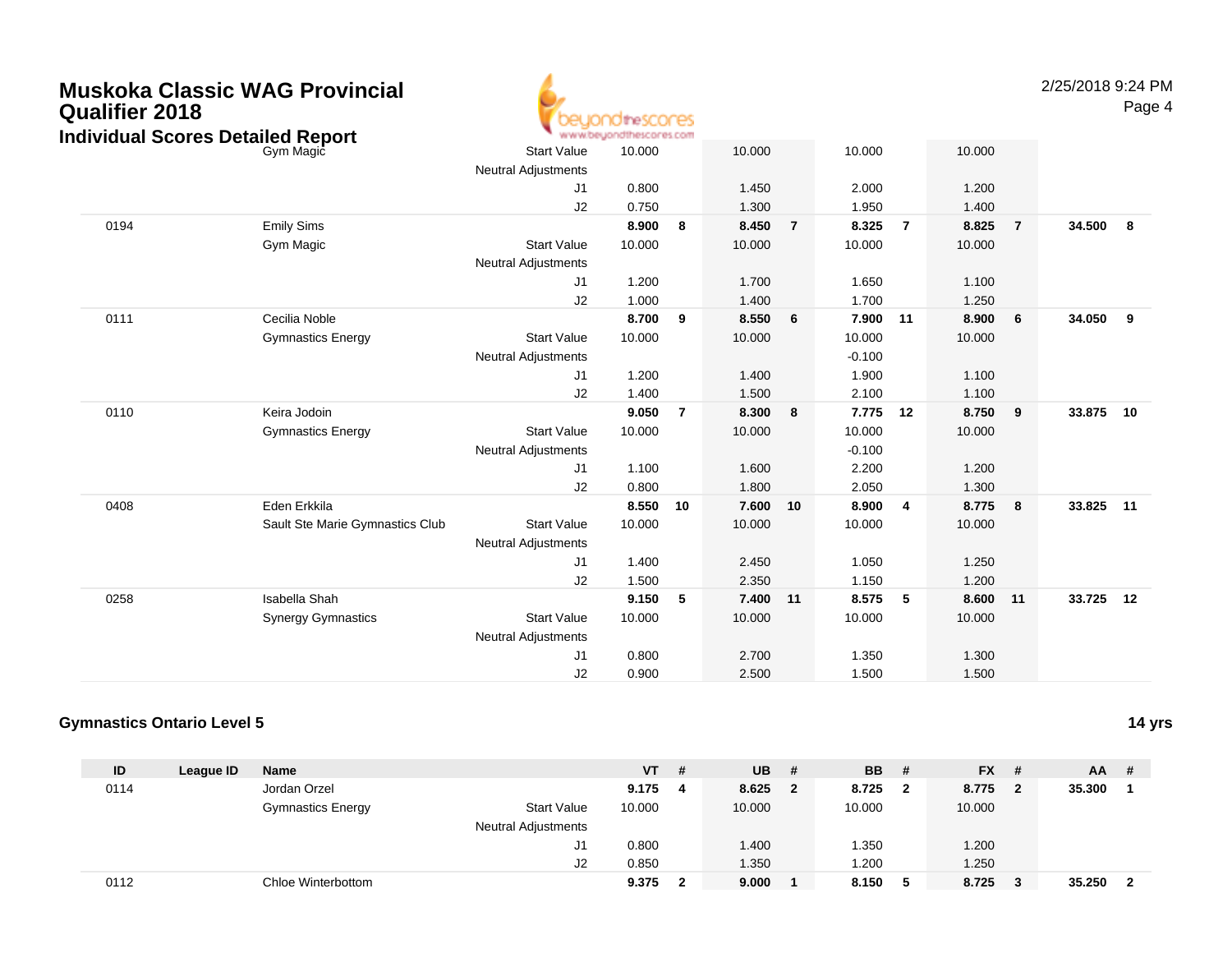# Muskoka Classic WAG Provincial Qualifier 2018

## Individual Scores Detailed Report

| ID | League ID | Name | | VT | # | UB | # | BB | # | FX | # | AA | # |
|---|---|---|---|---|---|---|---|---|---|---|---|---|---|
| | | Gym Magic | Start Value | 10.000 | | 10.000 | | 10.000 | | 10.000 | | | |
| | | | Neutral Adjustments | | | | | | | | | | |
| | | | J1 | 0.800 | | 1.450 | | 2.000 | | 1.200 | | | |
| | | | J2 | 0.750 | | 1.300 | | 1.950 | | 1.400 | | | |
| 0194 | | Emily Sims | | **8.900** | **8** | **8.450** | **7** | **8.325** | **7** | **8.825** | **7** | **34.500** | **8** |
| | | Gym Magic | Start Value | 10.000 | | 10.000 | | 10.000 | | 10.000 | | | |
| | | | Neutral Adjustments | | | | | | | | | | |
| | | | J1 | 1.200 | | 1.700 | | 1.650 | | 1.100 | | | |
| | | | J2 | 1.000 | | 1.400 | | 1.700 | | 1.250 | | | |
| 0111 | | Cecilia Noble | | **8.700** | **9** | **8.550** | **6** | **7.900** | **11** | **8.900** | **6** | **34.050** | **9** |
| | | Gymnastics Energy | Start Value | 10.000 | | 10.000 | | 10.000 | | 10.000 | | | |
| | | | Neutral Adjustments | | | | | -0.100 | | | | | |
| | | | J1 | 1.200 | | 1.400 | | 1.900 | | 1.100 | | | |
| | | | J2 | 1.400 | | 1.500 | | 2.100 | | 1.100 | | | |
| 0110 | | Keira Jodoin | | **9.050** | **7** | **8.300** | **8** | **7.775** | **12** | **8.750** | **9** | **33.875** | **10** |
| | | Gymnastics Energy | Start Value | 10.000 | | 10.000 | | 10.000 | | 10.000 | | | |
| | | | Neutral Adjustments | | | | | -0.100 | | | | | |
| | | | J1 | 1.100 | | 1.600 | | 2.200 | | 1.200 | | | |
| | | | J2 | 0.800 | | 1.800 | | 2.050 | | 1.300 | | | |
| 0408 | | Eden Erkkila | | **8.550** | **10** | **7.600** | **10** | **8.900** | **4** | **8.775** | **8** | **33.825** | **11** |
| | | Sault Ste Marie Gymnastics Club | Start Value | 10.000 | | 10.000 | | 10.000 | | 10.000 | | | |
| | | | Neutral Adjustments | | | | | | | | | | |
| | | | J1 | 1.400 | | 2.450 | | 1.050 | | 1.250 | | | |
| | | | J2 | 1.500 | | 2.350 | | 1.150 | | 1.200 | | | |
| 0258 | | Isabella Shah | | **9.150** | **5** | **7.400** | **11** | **8.575** | **5** | **8.600** | **11** | **33.725** | **12** |
| | | Synergy Gymnastics | Start Value | 10.000 | | 10.000 | | 10.000 | | 10.000 | | | |
| | | | Neutral Adjustments | | | | | | | | | | |
| | | | J1 | 0.800 | | 2.700 | | 1.350 | | 1.300 | | | |
| | | | J2 | 0.900 | | 2.500 | | 1.500 | | 1.500 | | | |

### Gymnastics Ontario Level 5

**14 yrs**

| ID | League ID | Name | | VT | # | UB | # | BB | # | FX | # | AA | # |
|---|---|---|---|---|---|---|---|---|---|---|---|---|---|
| 0114 | | Jordan Orzel | | **9.175** | **4** | **8.625** | **2** | **8.725** | **2** | **8.775** | **2** | **35.300** | **1** |
| | | Gymnastics Energy | Start Value | 10.000 | | 10.000 | | 10.000 | | 10.000 | | | |
| | | | Neutral Adjustments | | | | | | | | | | |
| | | | J1 | 0.800 | | 1.400 | | 1.350 | | 1.200 | | | |
| | | | J2 | 0.850 | | 1.350 | | 1.200 | | 1.250 | | | |
| 0112 | | Chloe Winterbottom | | **9.375** | **2** | **9.000** | **1** | **8.150** | **5** | **8.725** | **3** | **35.250** | **2** |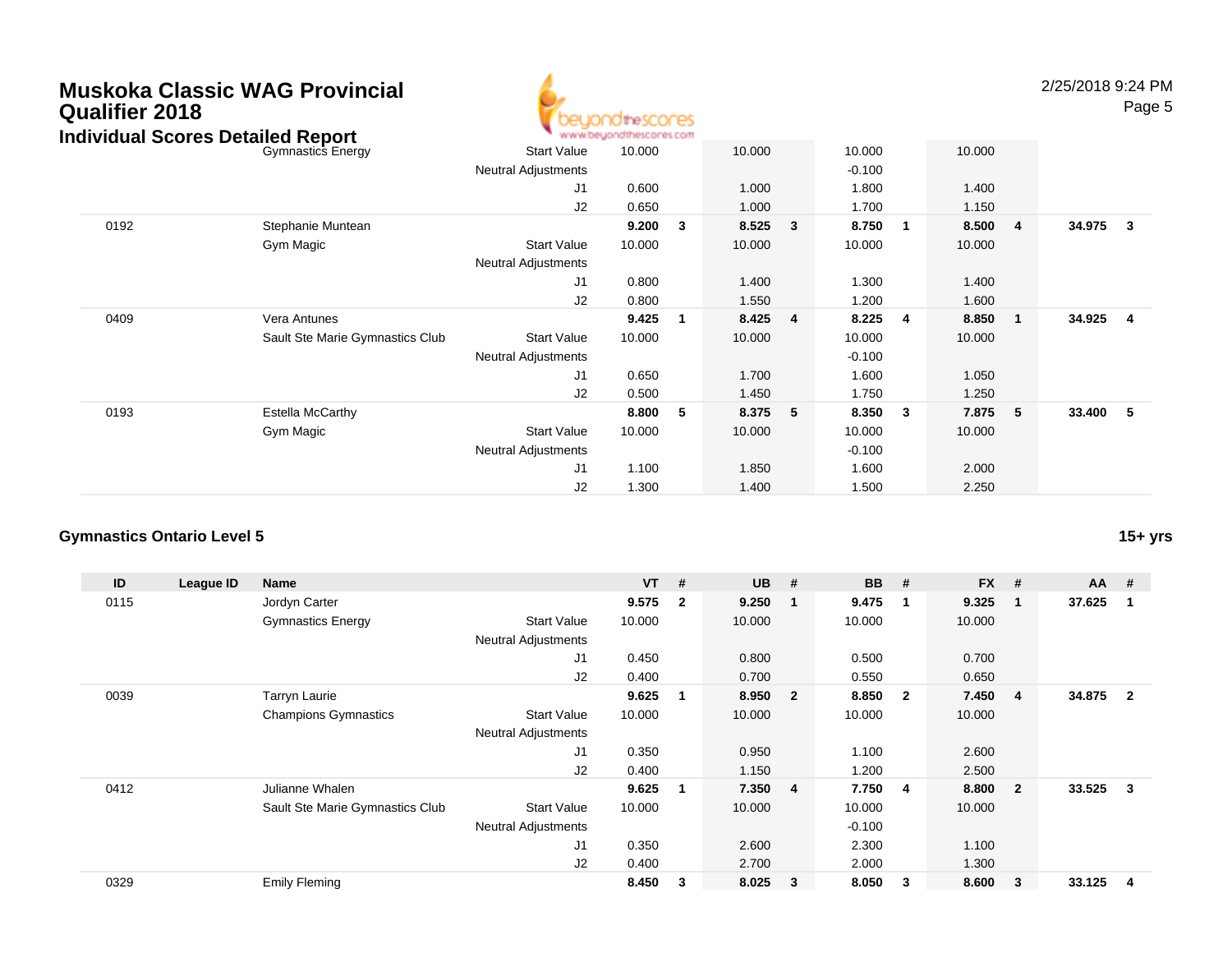# Muskoka Classic WAG Provincial Qualifier 2018

## Individual Scores Detailed Report

| ID | League ID | Name | | VT | # | UB | # | BB | # | FX | # | AA | # |
|---|---|---|---|---|---|---|---|---|---|---|---|---|---|
| | | Gymnastics Energy | Start Value | 10.000 | | 10.000 | | 10.000 | | 10.000 | | | |
| | | | Neutral Adjustments | | | | | -0.100 | | | | | |
| | | | J1 | 0.600 | | 1.000 | | 1.800 | | 1.400 | | | |
| | | | J2 | 0.650 | | 1.000 | | 1.700 | | 1.150 | | | |
| 0192 | | Stephanie Muntean | | **9.200** | **3** | **8.525** | **3** | **8.750** | **1** | **8.500** | **4** | **34.975** | **3** |
| | | Gym Magic | Start Value | 10.000 | | 10.000 | | 10.000 | | 10.000 | | | |
| | | | Neutral Adjustments | | | | | | | | | | |
| | | | J1 | 0.800 | | 1.400 | | 1.300 | | 1.400 | | | |
| | | | J2 | 0.800 | | 1.550 | | 1.200 | | 1.600 | | | |
| 0409 | | Vera Antunes | | **9.425** | **1** | **8.425** | **4** | **8.225** | **4** | **8.850** | **1** | **34.925** | **4** |
| | | Sault Ste Marie Gymnastics Club | Start Value | 10.000 | | 10.000 | | 10.000 | | 10.000 | | | |
| | | | Neutral Adjustments | | | | | -0.100 | | | | | |
| | | | J1 | 0.650 | | 1.700 | | 1.600 | | 1.050 | | | |
| | | | J2 | 0.500 | | 1.450 | | 1.750 | | 1.250 | | | |
| 0193 | | Estella McCarthy | | **8.800** | **5** | **8.375** | **5** | **8.350** | **3** | **7.875** | **5** | **33.400** | **5** |
| | | Gym Magic | Start Value | 10.000 | | 10.000 | | 10.000 | | 10.000 | | | |
| | | | Neutral Adjustments | | | | | -0.100 | | | | | |
| | | | J1 | 1.100 | | 1.850 | | 1.600 | | 2.000 | | | |
| | | | J2 | 1.300 | | 1.400 | | 1.500 | | 2.250 | | | |

### Gymnastics Ontario Level 5 — 15+ yrs

| ID | League ID | Name | | VT | # | UB | # | BB | # | FX | # | AA | # |
|---|---|---|---|---|---|---|---|---|---|---|---|---|---|
| 0115 | | Jordyn Carter | | **9.575** | **2** | **9.250** | **1** | **9.475** | **1** | **9.325** | **1** | **37.625** | **1** |
| | | Gymnastics Energy | Start Value | 10.000 | | 10.000 | | 10.000 | | 10.000 | | | |
| | | | Neutral Adjustments | | | | | | | | | | |
| | | | J1 | 0.450 | | 0.800 | | 0.500 | | 0.700 | | | |
| | | | J2 | 0.400 | | 0.700 | | 0.550 | | 0.650 | | | |
| 0039 | | Tarryn Laurie | | **9.625** | **1** | **8.950** | **2** | **8.850** | **2** | **7.450** | **4** | **34.875** | **2** |
| | | Champions Gymnastics | Start Value | 10.000 | | 10.000 | | 10.000 | | 10.000 | | | |
| | | | Neutral Adjustments | | | | | | | | | | |
| | | | J1 | 0.350 | | 0.950 | | 1.100 | | 2.600 | | | |
| | | | J2 | 0.400 | | 1.150 | | 1.200 | | 2.500 | | | |
| 0412 | | Julianne Whalen | | **9.625** | **1** | **7.350** | **4** | **7.750** | **4** | **8.800** | **2** | **33.525** | **3** |
| | | Sault Ste Marie Gymnastics Club | Start Value | 10.000 | | 10.000 | | 10.000 | | 10.000 | | | |
| | | | Neutral Adjustments | | | | | -0.100 | | | | | |
| | | | J1 | 0.350 | | 2.600 | | 2.300 | | 1.100 | | | |
| | | | J2 | 0.400 | | 2.700 | | 2.000 | | 1.300 | | | |
| 0329 | | Emily Fleming | | **8.450** | **3** | **8.025** | **3** | **8.050** | **3** | **8.600** | **3** | **33.125** | **4** |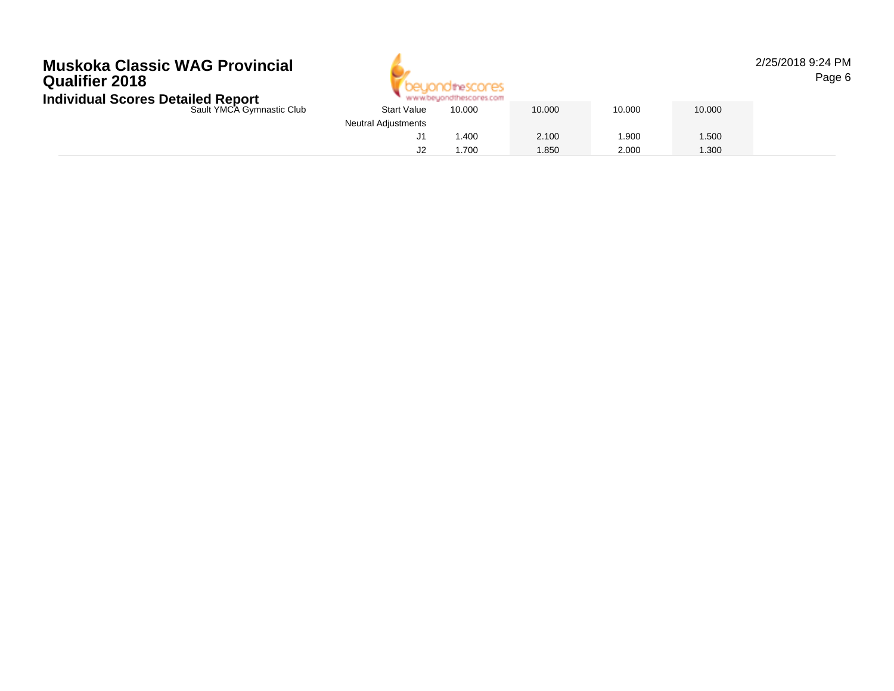# Muskoka Classic WAG Provincial Qualifier 2018

## Individual Scores Detailed Report

| | | | | | |
|---|---|---|---|---|---|
| Sault YMCA Gymnastic Club | Start Value | 10.000 | 10.000 | 10.000 | 10.000 |
| | Neutral Adjustments | | | | |
| | J1 | 1.400 | 2.100 | 1.900 | 1.500 |
| | J2 | 1.700 | 1.850 | 2.000 | 1.300 |